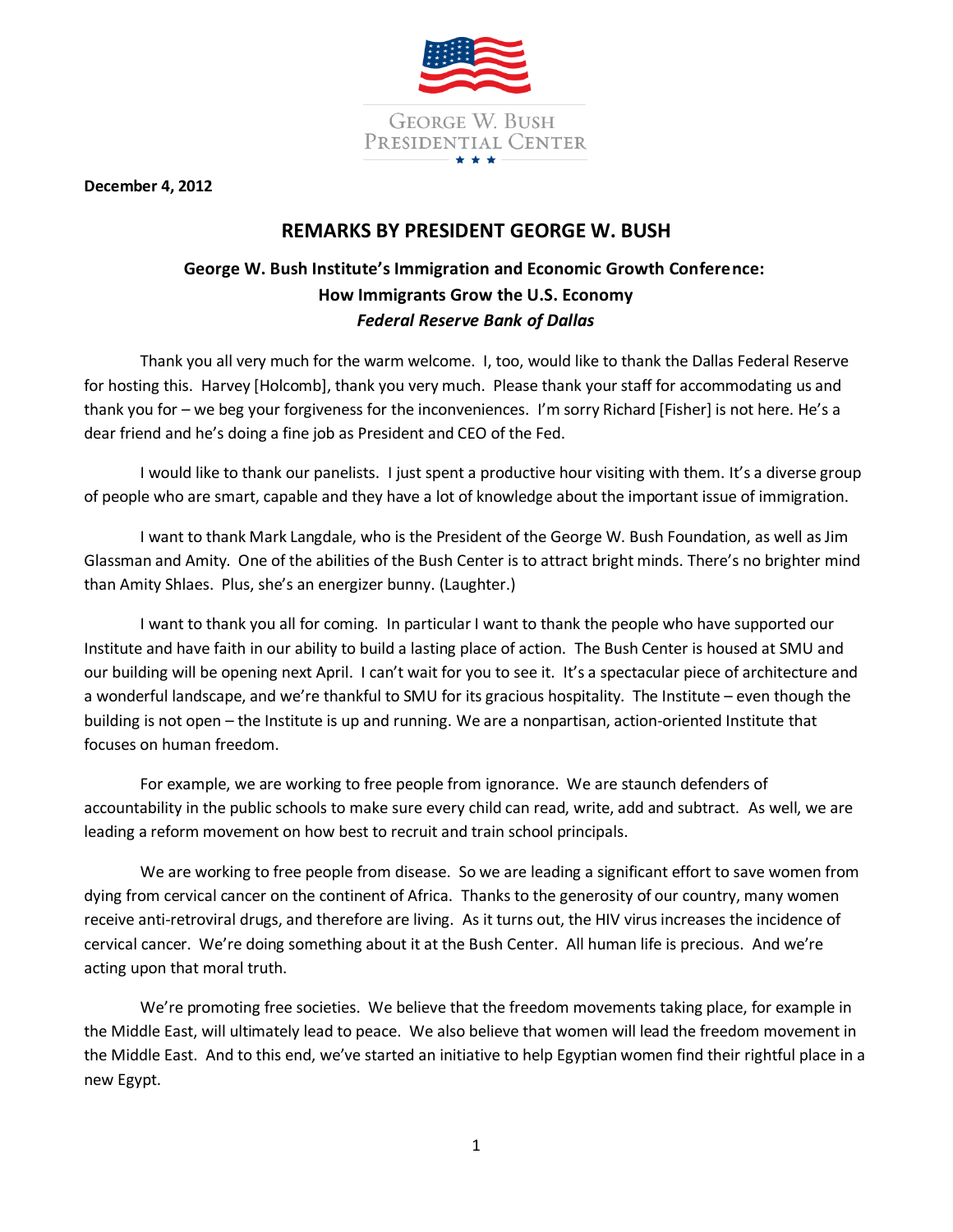GEORGE W. BUSH PRESIDENTIAL CENTER

**December 4, 2012**

# REMARKS BY PRESIDENT GEORGE W. BUSH

## George W. Bush Institute's Immigration and Economic Growth Conference: How Immigrants Grow the U.S. Economy

### *Federal Reserve Bank of Dallas*

Thank you all very much for the warm welcome. I, too, would like to thank the Dallas Federal Reserve for hosting this. Harvey [Holcomb], thank you very much. Please thank your staff for accommodating us and thank you for – we beg your forgiveness for the inconveniences. I'm sorry Richard [Fisher] is not here. He's a dear friend and he's doing a fine job as President and CEO of the Fed.

I would like to thank our panelists. I just spent a productive hour visiting with them. It's a diverse group of people who are smart, capable and they have a lot of knowledge about the important issue of immigration.

I want to thank Mark Langdale, who is the President of the George W. Bush Foundation, as well as Jim Glassman and Amity. One of the abilities of the Bush Center is to attract bright minds. There's no brighter mind than Amity Shlaes. Plus, she's an energizer bunny. (Laughter.)

I want to thank you all for coming. In particular I want to thank the people who have supported our Institute and have faith in our ability to build a lasting place of action. The Bush Center is housed at SMU and our building will be opening next April. I can't wait for you to see it. It's a spectacular piece of architecture and a wonderful landscape, and we're thankful to SMU for its gracious hospitality. The Institute – even though the building is not open – the Institute is up and running. We are a nonpartisan, action-oriented Institute that focuses on human freedom.

For example, we are working to free people from ignorance. We are staunch defenders of accountability in the public schools to make sure every child can read, write, add and subtract. As well, we are leading a reform movement on how best to recruit and train school principals.

We are working to free people from disease. So we are leading a significant effort to save women from dying from cervical cancer on the continent of Africa. Thanks to the generosity of our country, many women receive anti-retroviral drugs, and therefore are living. As it turns out, the HIV virus increases the incidence of cervical cancer. We're doing something about it at the Bush Center. All human life is precious. And we're acting upon that moral truth.

We're promoting free societies. We believe that the freedom movements taking place, for example in the Middle East, will ultimately lead to peace. We also believe that women will lead the freedom movement in the Middle East. And to this end, we've started an initiative to help Egyptian women find their rightful place in a new Egypt.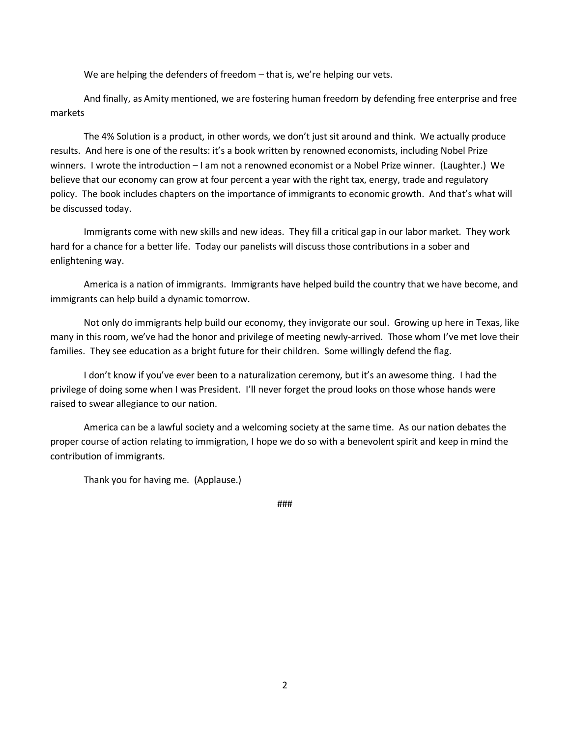We are helping the defenders of freedom – that is, we're helping our vets.

And finally, as Amity mentioned, we are fostering human freedom by defending free enterprise and free markets

The 4% Solution is a product, in other words, we don't just sit around and think. We actually produce results. And here is one of the results: it's a book written by renowned economists, including Nobel Prize winners. I wrote the introduction – I am not a renowned economist or a Nobel Prize winner. (Laughter.) We believe that our economy can grow at four percent a year with the right tax, energy, trade and regulatory policy. The book includes chapters on the importance of immigrants to economic growth. And that's what will be discussed today.

Immigrants come with new skills and new ideas. They fill a critical gap in our labor market. They work hard for a chance for a better life. Today our panelists will discuss those contributions in a sober and enlightening way.

America is a nation of immigrants. Immigrants have helped build the country that we have become, and immigrants can help build a dynamic tomorrow.

Not only do immigrants help build our economy, they invigorate our soul. Growing up here in Texas, like many in this room, we've had the honor and privilege of meeting newly-arrived. Those whom I've met love their families. They see education as a bright future for their children. Some willingly defend the flag.

I don't know if you've ever been to a naturalization ceremony, but it's an awesome thing. I had the privilege of doing some when I was President. I'll never forget the proud looks on those whose hands were raised to swear allegiance to our nation.

America can be a lawful society and a welcoming society at the same time. As our nation debates the proper course of action relating to immigration, I hope we do so with a benevolent spirit and keep in mind the contribution of immigrants.

Thank you for having me. (Applause.)

###